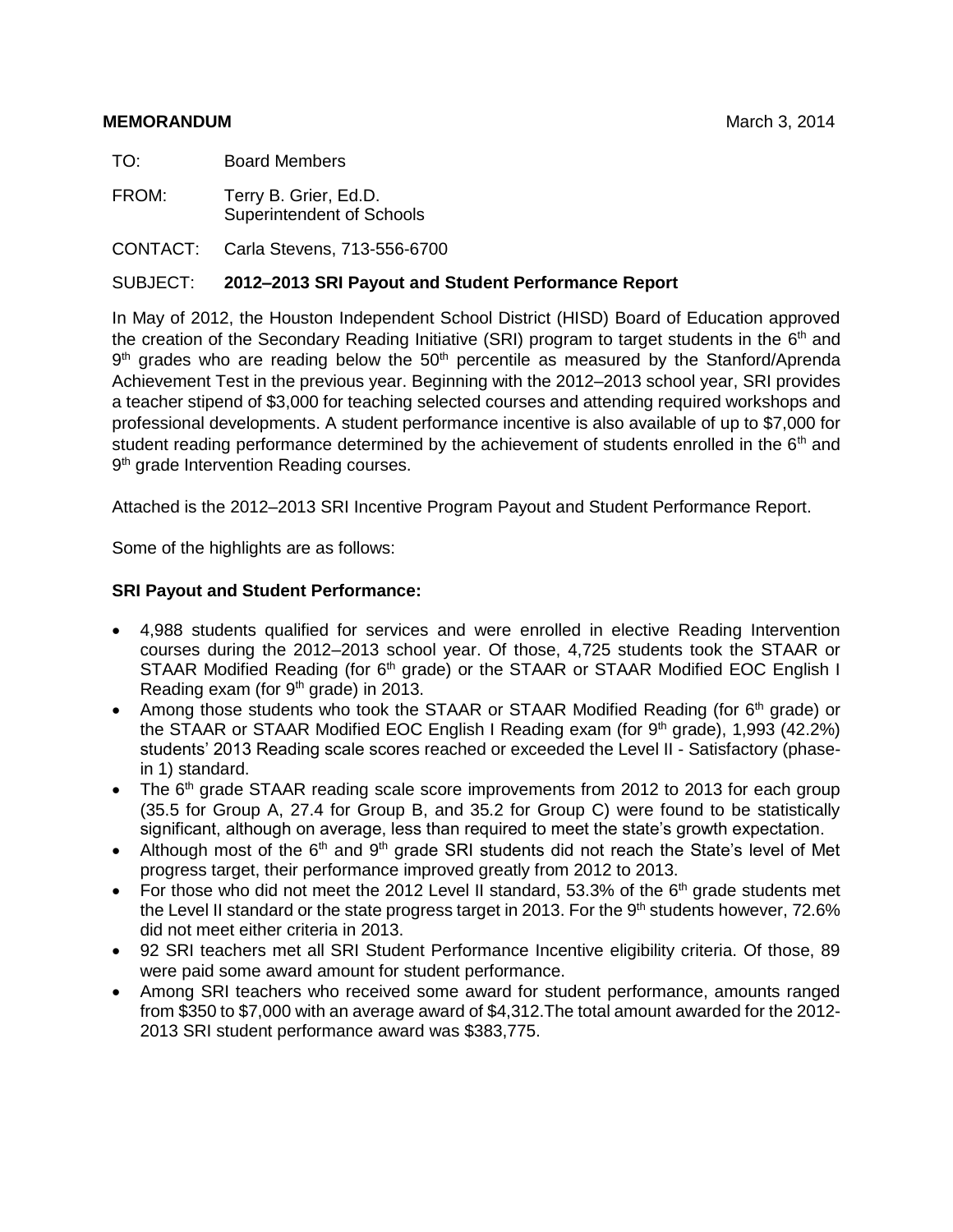**MEMORANDUM** March 3, 2014

TO: Board Members

FROM: Terry B. Grier, Ed.D.
Superintendent of Schools

CONTACT: Carla Stevens, 713-556-6700

SUBJECT: **2012–2013 SRI Payout and Student Performance Report**

In May of 2012, the Houston Independent School District (HISD) Board of Education approved the creation of the Secondary Reading Initiative (SRI) program to target students in the 6th and 9th grades who are reading below the 50th percentile as measured by the Stanford/Aprenda Achievement Test in the previous year. Beginning with the 2012–2013 school year, SRI provides a teacher stipend of $3,000 for teaching selected courses and attending required workshops and professional developments. A student performance incentive is also available of up to $7,000 for student reading performance determined by the achievement of students enrolled in the 6th and 9th grade Intervention Reading courses.

Attached is the 2012–2013 SRI Incentive Program Payout and Student Performance Report.

Some of the highlights are as follows:

**SRI Payout and Student Performance:**

- 4,988 students qualified for services and were enrolled in elective Reading Intervention courses during the 2012–2013 school year. Of those, 4,725 students took the STAAR or STAAR Modified Reading (for 6th grade) or the STAAR or STAAR Modified EOC English I Reading exam (for 9th grade) in 2013.
- Among those students who took the STAAR or STAAR Modified Reading (for 6th grade) or the STAAR or STAAR Modified EOC English I Reading exam (for 9th grade), 1,993 (42.2%) students' 2013 Reading scale scores reached or exceeded the Level II - Satisfactory (phase-in 1) standard.
- The 6th grade STAAR reading scale score improvements from 2012 to 2013 for each group (35.5 for Group A, 27.4 for Group B, and 35.2 for Group C) were found to be statistically significant, although on average, less than required to meet the state's growth expectation.
- Although most of the 6th and 9th grade SRI students did not reach the State's level of Met progress target, their performance improved greatly from 2012 to 2013.
- For those who did not meet the 2012 Level II standard, 53.3% of the 6th grade students met the Level II standard or the state progress target in 2013. For the 9th students however, 72.6% did not meet either criteria in 2013.
- 92 SRI teachers met all SRI Student Performance Incentive eligibility criteria. Of those, 89 were paid some award amount for student performance.
- Among SRI teachers who received some award for student performance, amounts ranged from $350 to $7,000 with an average award of $4,312.The total amount awarded for the 2012-2013 SRI student performance award was $383,775.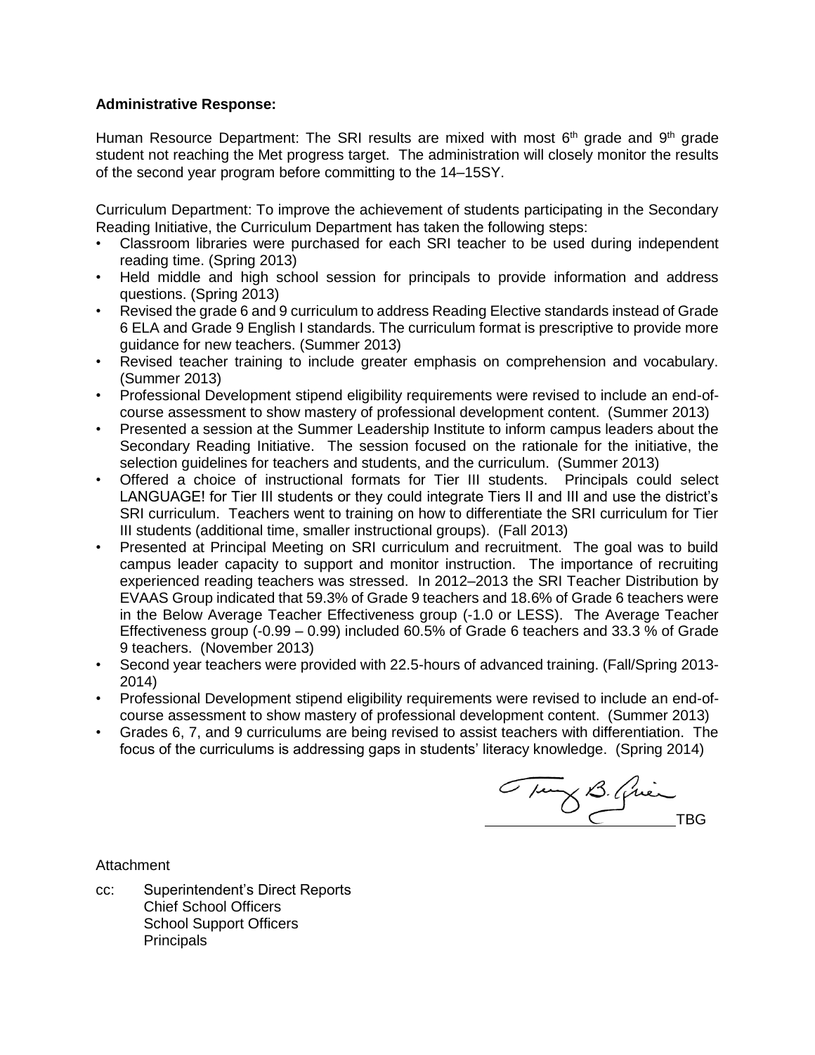**Administrative Response:**

Human Resource Department: The SRI results are mixed with most 6th grade and 9th grade student not reaching the Met progress target. The administration will closely monitor the results of the second year program before committing to the 14–15SY.

Curriculum Department: To improve the achievement of students participating in the Secondary Reading Initiative, the Curriculum Department has taken the following steps:

- Classroom libraries were purchased for each SRI teacher to be used during independent reading time. (Spring 2013)
- Held middle and high school session for principals to provide information and address questions. (Spring 2013)
- Revised the grade 6 and 9 curriculum to address Reading Elective standards instead of Grade 6 ELA and Grade 9 English I standards. The curriculum format is prescriptive to provide more guidance for new teachers. (Summer 2013)
- Revised teacher training to include greater emphasis on comprehension and vocabulary. (Summer 2013)
- Professional Development stipend eligibility requirements were revised to include an end-of-course assessment to show mastery of professional development content. (Summer 2013)
- Presented a session at the Summer Leadership Institute to inform campus leaders about the Secondary Reading Initiative. The session focused on the rationale for the initiative, the selection guidelines for teachers and students, and the curriculum. (Summer 2013)
- Offered a choice of instructional formats for Tier III students. Principals could select LANGUAGE! for Tier III students or they could integrate Tiers II and III and use the district's SRI curriculum. Teachers went to training on how to differentiate the SRI curriculum for Tier III students (additional time, smaller instructional groups). (Fall 2013)
- Presented at Principal Meeting on SRI curriculum and recruitment. The goal was to build campus leader capacity to support and monitor instruction. The importance of recruiting experienced reading teachers was stressed. In 2012–2013 the SRI Teacher Distribution by EVAAS Group indicated that 59.3% of Grade 9 teachers and 18.6% of Grade 6 teachers were in the Below Average Teacher Effectiveness group (-1.0 or LESS). The Average Teacher Effectiveness group (-0.99 – 0.99) included 60.5% of Grade 6 teachers and 33.3 % of Grade 9 teachers. (November 2013)
- Second year teachers were provided with 22.5-hours of advanced training. (Fall/Spring 2013-2014)
- Professional Development stipend eligibility requirements were revised to include an end-of-course assessment to show mastery of professional development content. (Summer 2013)
- Grades 6, 7, and 9 curriculums are being revised to assist teachers with differentiation. The focus of the curriculums is addressing gaps in students' literacy knowledge. (Spring 2014)

TBG

Attachment

cc: Superintendent's Direct Reports
Chief School Officers
School Support Officers
Principals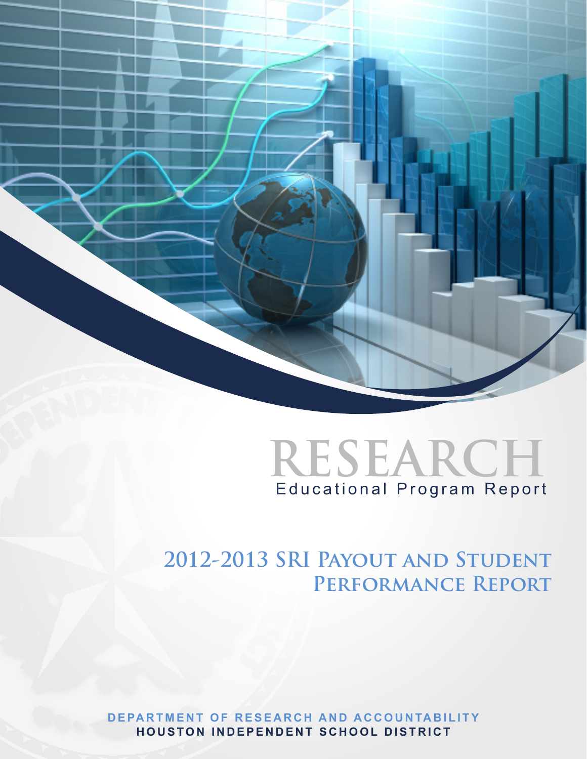# RESEARCH

Educational Program Report

## 2012-2013 SRI Payout and Student Performance Report

**DEPARTMENT OF RESEARCH AND ACCOUNTABILITY**
**HOUSTON INDEPENDENT SCHOOL DISTRICT**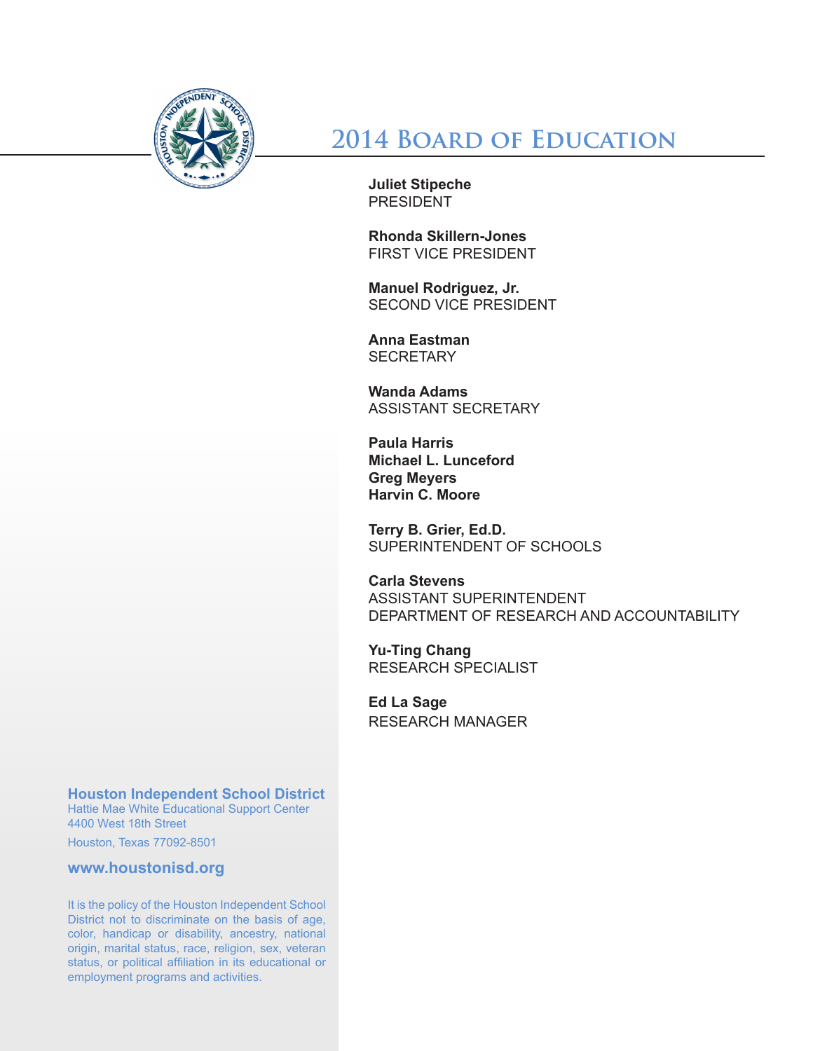# 2014 Board of Education

**Juliet Stipeche**
PRESIDENT

**Rhonda Skillern-Jones**
FIRST VICE PRESIDENT

**Manuel Rodriguez, Jr.**
SECOND VICE PRESIDENT

**Anna Eastman**
SECRETARY

**Wanda Adams**
ASSISTANT SECRETARY

**Paula Harris**
**Michael L. Lunceford**
**Greg Meyers**
**Harvin C. Moore**

**Terry B. Grier, Ed.D.**
SUPERINTENDENT OF SCHOOLS

**Carla Stevens**
ASSISTANT SUPERINTENDENT
DEPARTMENT OF RESEARCH AND ACCOUNTABILITY

**Yu-Ting Chang**
RESEARCH SPECIALIST

**Ed La Sage**
RESEARCH MANAGER

**Houston Independent School District**
Hattie Mae White Educational Support Center
4400 West 18th Street
Houston, Texas 77092-8501

**www.houstonisd.org**

It is the policy of the Houston Independent School District not to discriminate on the basis of age, color, handicap or disability, ancestry, national origin, marital status, race, religion, sex, veteran status, or political affiliation in its educational or employment programs and activities.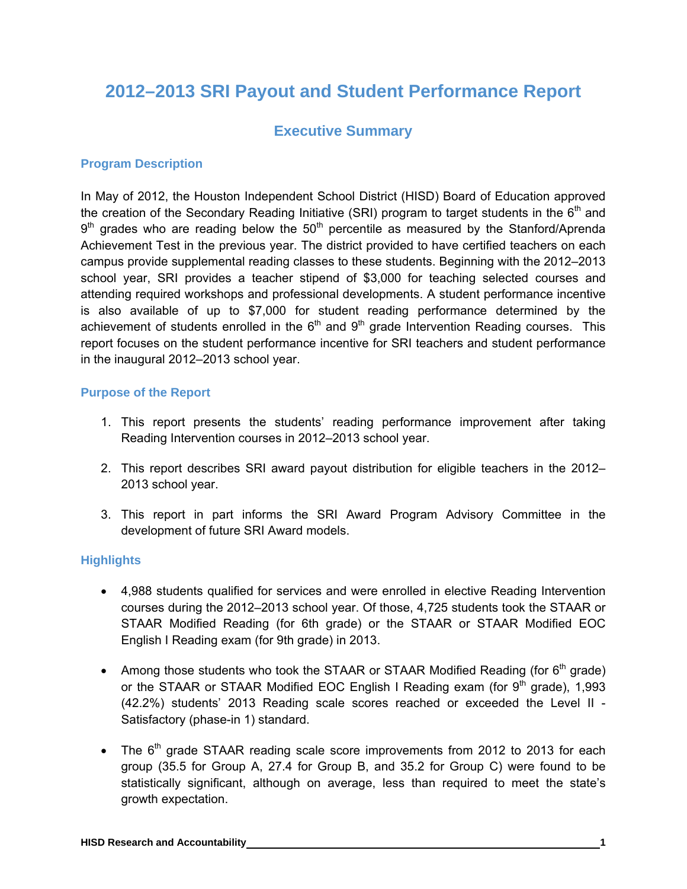# 2012–2013 SRI Payout and Student Performance Report

## Executive Summary

### Program Description

In May of 2012, the Houston Independent School District (HISD) Board of Education approved the creation of the Secondary Reading Initiative (SRI) program to target students in the 6th and 9th grades who are reading below the 50th percentile as measured by the Stanford/Aprenda Achievement Test in the previous year. The district provided to have certified teachers on each campus provide supplemental reading classes to these students. Beginning with the 2012–2013 school year, SRI provides a teacher stipend of $3,000 for teaching selected courses and attending required workshops and professional developments. A student performance incentive is also available of up to $7,000 for student reading performance determined by the achievement of students enrolled in the 6th and 9th grade Intervention Reading courses. This report focuses on the student performance incentive for SRI teachers and student performance in the inaugural 2012–2013 school year.

### Purpose of the Report

1. This report presents the students' reading performance improvement after taking Reading Intervention courses in 2012–2013 school year.

2. This report describes SRI award payout distribution for eligible teachers in the 2012–2013 school year.

3. This report in part informs the SRI Award Program Advisory Committee in the development of future SRI Award models.

### Highlights

- 4,988 students qualified for services and were enrolled in elective Reading Intervention courses during the 2012–2013 school year. Of those, 4,725 students took the STAAR or STAAR Modified Reading (for 6th grade) or the STAAR or STAAR Modified EOC English I Reading exam (for 9th grade) in 2013.

- Among those students who took the STAAR or STAAR Modified Reading (for 6th grade) or the STAAR or STAAR Modified EOC English I Reading exam (for 9th grade), 1,993 (42.2%) students' 2013 Reading scale scores reached or exceeded the Level II - Satisfactory (phase-in 1) standard.

- The 6th grade STAAR reading scale score improvements from 2012 to 2013 for each group (35.5 for Group A, 27.4 for Group B, and 35.2 for Group C) were found to be statistically significant, although on average, less than required to meet the state's growth expectation.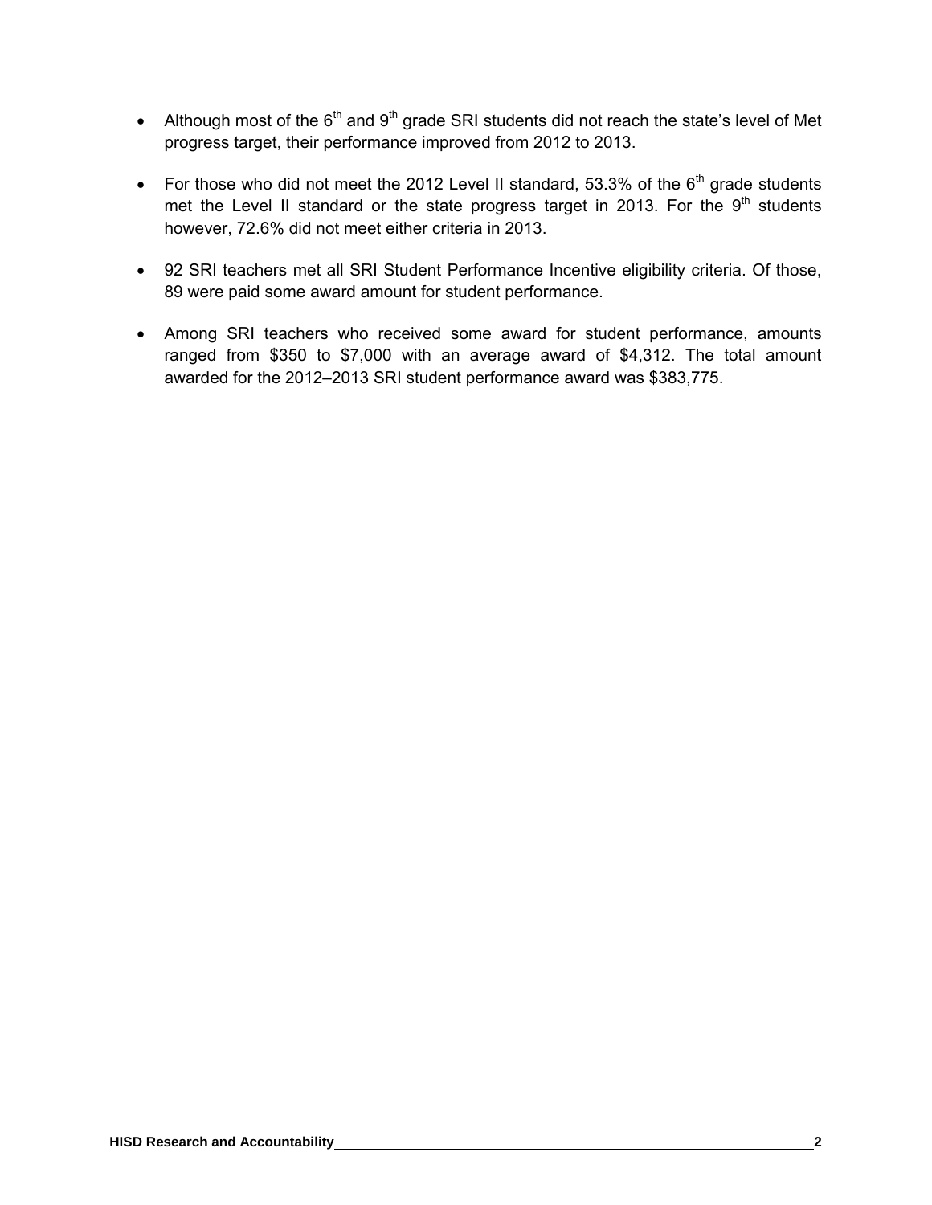- Although most of the 6th and 9th grade SRI students did not reach the state's level of Met progress target, their performance improved from 2012 to 2013.

- For those who did not meet the 2012 Level II standard, 53.3% of the 6th grade students met the Level II standard or the state progress target in 2013. For the 9th students however, 72.6% did not meet either criteria in 2013.

- 92 SRI teachers met all SRI Student Performance Incentive eligibility criteria. Of those, 89 were paid some award amount for student performance.

- Among SRI teachers who received some award for student performance, amounts ranged from $350 to $7,000 with an average award of $4,312. The total amount awarded for the 2012–2013 SRI student performance award was $383,775.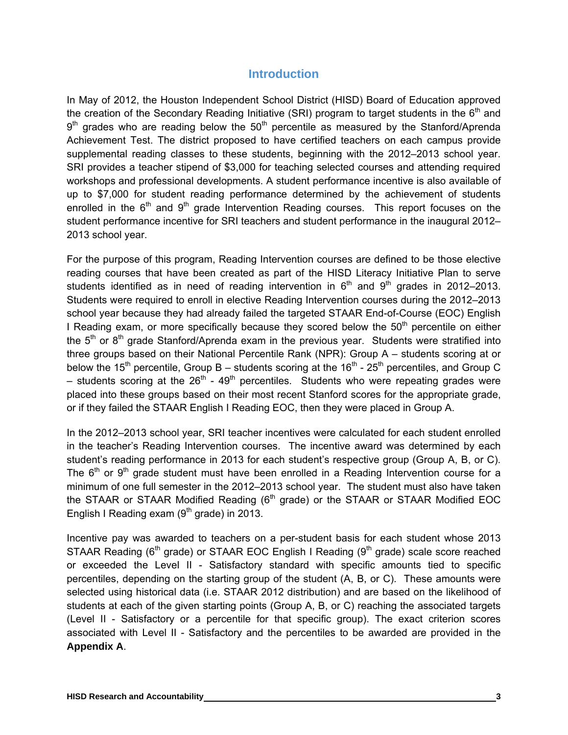## Introduction

In May of 2012, the Houston Independent School District (HISD) Board of Education approved the creation of the Secondary Reading Initiative (SRI) program to target students in the 6th and 9th grades who are reading below the 50th percentile as measured by the Stanford/Aprenda Achievement Test. The district proposed to have certified teachers on each campus provide supplemental reading classes to these students, beginning with the 2012–2013 school year. SRI provides a teacher stipend of $3,000 for teaching selected courses and attending required workshops and professional developments. A student performance incentive is also available of up to $7,000 for student reading performance determined by the achievement of students enrolled in the 6th and 9th grade Intervention Reading courses. This report focuses on the student performance incentive for SRI teachers and student performance in the inaugural 2012–2013 school year.

For the purpose of this program, Reading Intervention courses are defined to be those elective reading courses that have been created as part of the HISD Literacy Initiative Plan to serve students identified as in need of reading intervention in 6th and 9th grades in 2012–2013. Students were required to enroll in elective Reading Intervention courses during the 2012–2013 school year because they had already failed the targeted STAAR End-of-Course (EOC) English I Reading exam, or more specifically because they scored below the 50th percentile on either the 5th or 8th grade Stanford/Aprenda exam in the previous year. Students were stratified into three groups based on their National Percentile Rank (NPR): Group A – students scoring at or below the 15th percentile, Group B – students scoring at the 16th - 25th percentiles, and Group C – students scoring at the 26th - 49th percentiles. Students who were repeating grades were placed into these groups based on their most recent Stanford scores for the appropriate grade, or if they failed the STAAR English I Reading EOC, then they were placed in Group A.

In the 2012–2013 school year, SRI teacher incentives were calculated for each student enrolled in the teacher's Reading Intervention courses. The incentive award was determined by each student's reading performance in 2013 for each student's respective group (Group A, B, or C). The 6th or 9th grade student must have been enrolled in a Reading Intervention course for a minimum of one full semester in the 2012–2013 school year. The student must also have taken the STAAR or STAAR Modified Reading (6th grade) or the STAAR or STAAR Modified EOC English I Reading exam (9th grade) in 2013.

Incentive pay was awarded to teachers on a per-student basis for each student whose 2013 STAAR Reading (6th grade) or STAAR EOC English I Reading (9th grade) scale score reached or exceeded the Level II - Satisfactory standard with specific amounts tied to specific percentiles, depending on the starting group of the student (A, B, or C). These amounts were selected using historical data (i.e. STAAR 2012 distribution) and are based on the likelihood of students at each of the given starting points (Group A, B, or C) reaching the associated targets (Level II - Satisfactory or a percentile for that specific group). The exact criterion scores associated with Level II - Satisfactory and the percentiles to be awarded are provided in the **Appendix A**.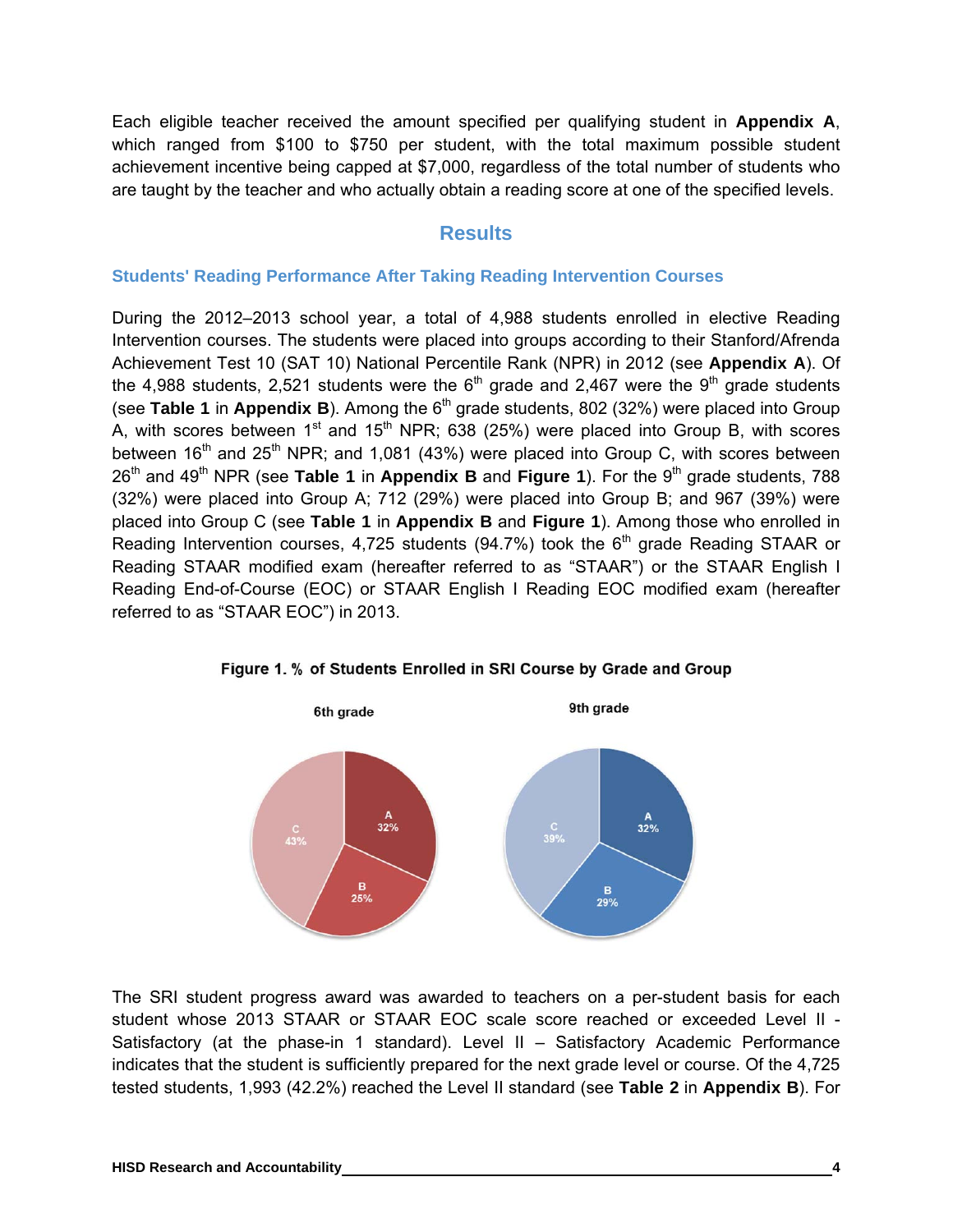Each eligible teacher received the amount specified per qualifying student in **Appendix A**, which ranged from $100 to $750 per student, with the total maximum possible student achievement incentive being capped at $7,000, regardless of the total number of students who are taught by the teacher and who actually obtain a reading score at one of the specified levels.

## Results

### Students' Reading Performance After Taking Reading Intervention Courses

During the 2012–2013 school year, a total of 4,988 students enrolled in elective Reading Intervention courses. The students were placed into groups according to their Stanford/Afrenda Achievement Test 10 (SAT 10) National Percentile Rank (NPR) in 2012 (see **Appendix A**). Of the 4,988 students, 2,521 students were the 6th grade and 2,467 were the 9th grade students (see **Table 1** in **Appendix B**). Among the 6th grade students, 802 (32%) were placed into Group A, with scores between 1st and 15th NPR; 638 (25%) were placed into Group B, with scores between 16th and 25th NPR; and 1,081 (43%) were placed into Group C, with scores between 26th and 49th NPR (see **Table 1** in **Appendix B** and **Figure 1**). For the 9th grade students, 788 (32%) were placed into Group A; 712 (29%) were placed into Group B; and 967 (39%) were placed into Group C (see **Table 1** in **Appendix B** and **Figure 1**). Among those who enrolled in Reading Intervention courses, 4,725 students (94.7%) took the 6th grade Reading STAAR or Reading STAAR modified exam (hereafter referred to as "STAAR") or the STAAR English I Reading End-of-Course (EOC) or STAAR English I Reading EOC modified exam (hereafter referred to as "STAAR EOC") in 2013.

**Figure 1. % of Students Enrolled in SRI Course by Grade and Group**

| Group | 6th grade | 9th grade |
|---|---|---|
| A | 32% | 32% |
| B | 25% | 29% |
| C | 43% | 39% |

The SRI student progress award was awarded to teachers on a per-student basis for each student whose 2013 STAAR or STAAR EOC scale score reached or exceeded Level II - Satisfactory (at the phase-in 1 standard). Level II – Satisfactory Academic Performance indicates that the student is sufficiently prepared for the next grade level or course. Of the 4,725 tested students, 1,993 (42.2%) reached the Level II standard (see **Table 2** in **Appendix B**). For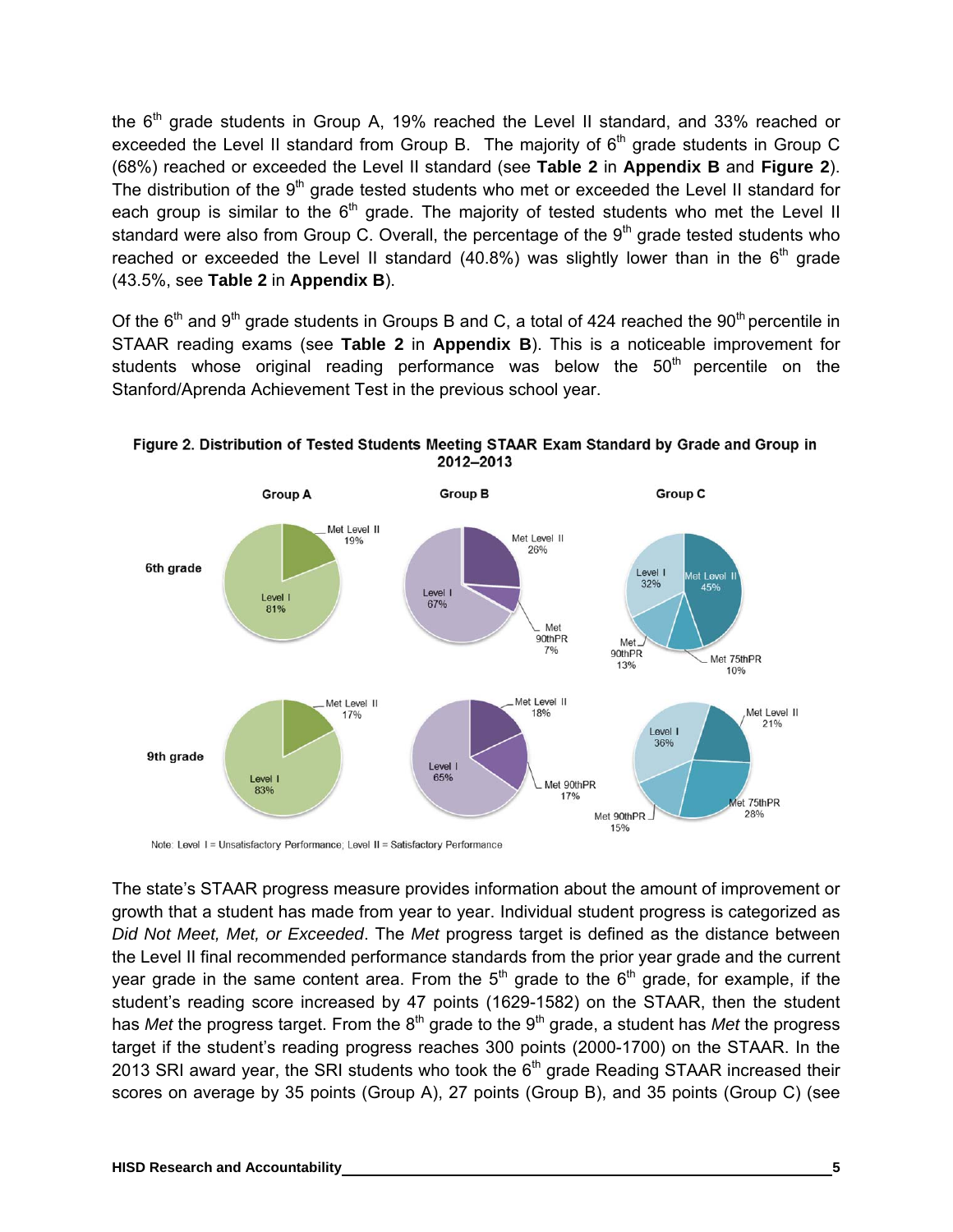the 6th grade students in Group A, 19% reached the Level II standard, and 33% reached or exceeded the Level II standard from Group B. The majority of 6th grade students in Group C (68%) reached or exceeded the Level II standard (see **Table 2** in **Appendix B** and **Figure 2**). The distribution of the 9th grade tested students who met or exceeded the Level II standard for each group is similar to the 6th grade. The majority of tested students who met the Level II standard were also from Group C. Overall, the percentage of the 9th grade tested students who reached or exceeded the Level II standard (40.8%) was slightly lower than in the 6th grade (43.5%, see **Table 2** in **Appendix B**).

Of the 6th and 9th grade students in Groups B and C, a total of 424 reached the 90th percentile in STAAR reading exams (see **Table 2** in **Appendix B**). This is a noticeable improvement for students whose original reading performance was below the 50th percentile on the Stanford/Aprenda Achievement Test in the previous school year.

**Figure 2. Distribution of Tested Students Meeting STAAR Exam Standard by Grade and Group in 2012–2013**

| | Group A | Group B | Group C |
|---|---|---|---|
| 6th grade | Level I 81%; Met Level II 19% | Level I 67%; Met Level II 26%; Met 90thPR 7% | Level I 32%; Met Level II 45%; Met 75thPR 10%; Met 90thPR 13% |
| 9th grade | Level I 83%; Met Level II 17% | Level I 65%; Met Level II 18%; Met 90thPR 17% | Level I 36%; Met Level II 21%; Met 75thPR 28%; Met 90thPR 15% |

Note: Level I = Unsatisfactory Performance; Level II = Satisfactory Performance

The state's STAAR progress measure provides information about the amount of improvement or growth that a student has made from year to year. Individual student progress is categorized as *Did Not Meet, Met, or Exceeded*. The *Met* progress target is defined as the distance between the Level II final recommended performance standards from the prior year grade and the current year grade in the same content area. From the 5th grade to the 6th grade, for example, if the student's reading score increased by 47 points (1629-1582) on the STAAR, then the student has *Met* the progress target. From the 8th grade to the 9th grade, a student has *Met* the progress target if the student's reading progress reaches 300 points (2000-1700) on the STAAR. In the 2013 SRI award year, the SRI students who took the 6th grade Reading STAAR increased their scores on average by 35 points (Group A), 27 points (Group B), and 35 points (Group C) (see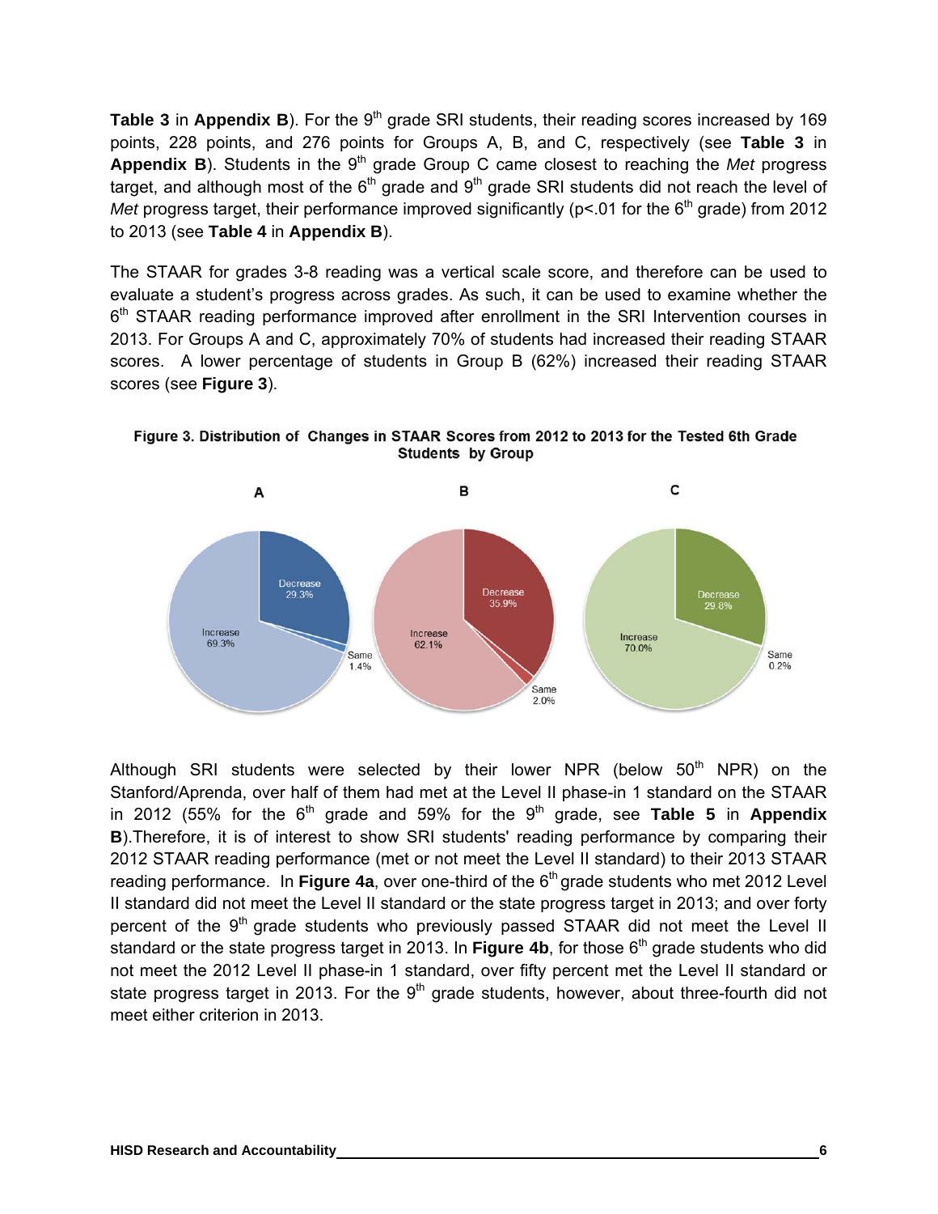**Table 3** in **Appendix B**). For the 9th grade SRI students, their reading scores increased by 169 points, 228 points, and 276 points for Groups A, B, and C, respectively (see **Table 3** in **Appendix B**). Students in the 9th grade Group C came closest to reaching the *Met* progress target, and although most of the 6th grade and 9th grade SRI students did not reach the level of *Met* progress target, their performance improved significantly ($p<.01$ for the 6th grade) from 2012 to 2013 (see **Table 4** in **Appendix B**).

The STAAR for grades 3-8 reading was a vertical scale score, and therefore can be used to evaluate a student's progress across grades. As such, it can be used to examine whether the 6th STAAR reading performance improved after enrollment in the SRI Intervention courses in 2013. For Groups A and C, approximately 70% of students had increased their reading STAAR scores. A lower percentage of students in Group B (62%) increased their reading STAAR scores (see **Figure 3**).

**Figure 3. Distribution of Changes in STAAR Scores from 2012 to 2013 for the Tested 6th Grade Students by Group**

| Group | Increase | Decrease | Same |
|---|---|---|---|
| A | 69.3% | 29.3% | 1.4% |
| B | 62.1% | 35.9% | 2.0% |
| C | 70.0% | 29.8% | 0.2% |

Although SRI students were selected by their lower NPR (below 50th NPR) on the Stanford/Aprenda, over half of them had met at the Level II phase-in 1 standard on the STAAR in 2012 (55% for the 6th grade and 59% for the 9th grade, see **Table 5** in **Appendix B**).Therefore, it is of interest to show SRI students' reading performance by comparing their 2012 STAAR reading performance (met or not meet the Level II standard) to their 2013 STAAR reading performance. In **Figure 4a**, over one-third of the 6th grade students who met 2012 Level II standard did not meet the Level II standard or the state progress target in 2013; and over forty percent of the 9th grade students who previously passed STAAR did not meet the Level II standard or the state progress target in 2013. In **Figure 4b**, for those 6th grade students who did not meet the 2012 Level II phase-in 1 standard, over fifty percent met the Level II standard or state progress target in 2013. For the 9th grade students, however, about three-fourth did not meet either criterion in 2013.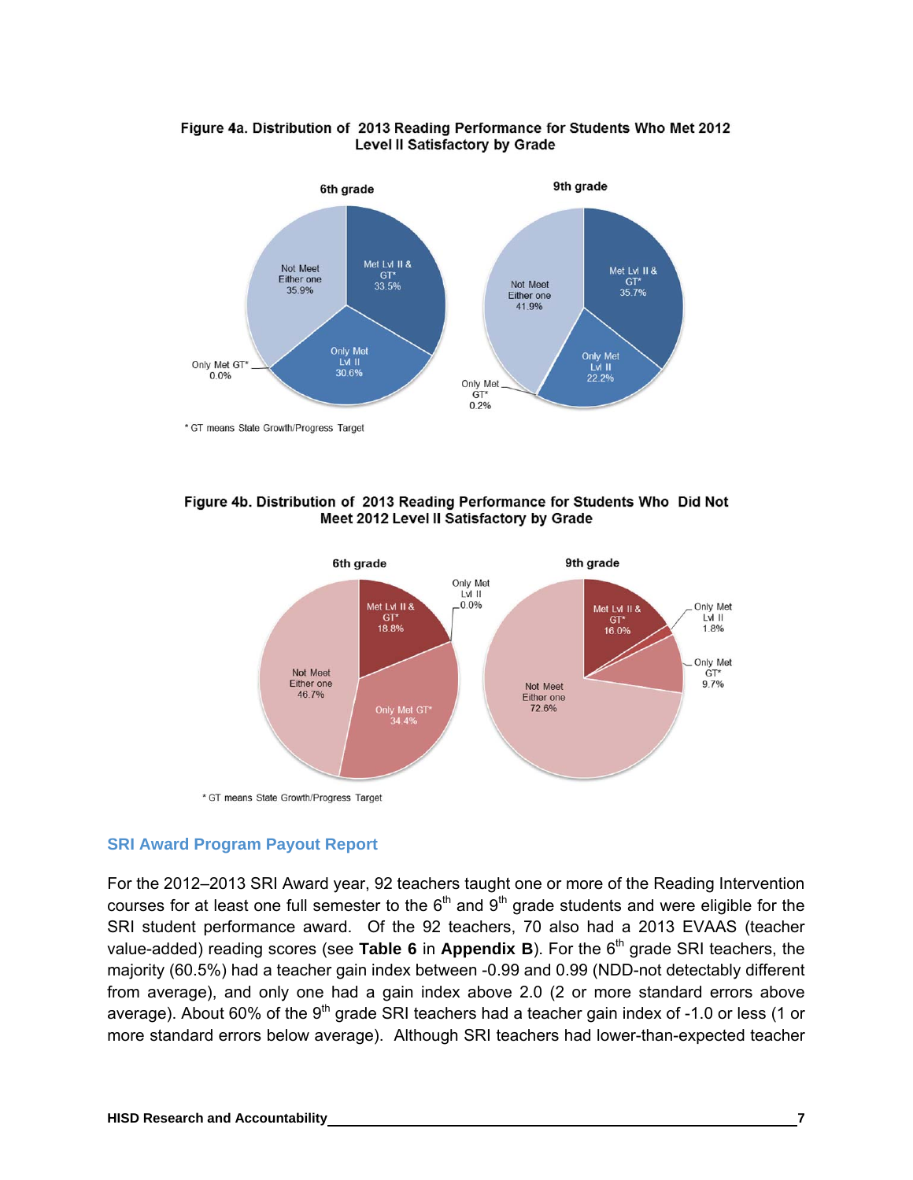**Figure 4a. Distribution of 2013 Reading Performance for Students Who Met 2012 Level II Satisfactory by Grade**

| | 6th grade | 9th grade |
|---|---|---|
| Met Lvl II & GT* | 33.5% | 35.7% |
| Only Met Lvl II | 30.6% | 22.2% |
| Only Met GT* | 0.0% | 0.2% |
| Not Meet Either one | 35.9% | 41.9% |

\* GT means State Growth/Progress Target

**Figure 4b. Distribution of 2013 Reading Performance for Students Who Did Not Meet 2012 Level II Satisfactory by Grade**

| | 6th grade | 9th grade |
|---|---|---|
| Met Lvl II & GT* | 18.8% | 16.0% |
| Only Met Lvl II | 0.0% | 1.8% |
| Only Met GT* | 34.4% | 9.7% |
| Not Meet Either one | 46.7% | 72.6% |

\* GT means State Growth/Progress Target

## SRI Award Program Payout Report

For the 2012–2013 SRI Award year, 92 teachers taught one or more of the Reading Intervention courses for at least one full semester to the 6th and 9th grade students and were eligible for the SRI student performance award. Of the 92 teachers, 70 also had a 2013 EVAAS (teacher value-added) reading scores (see **Table 6** in **Appendix B**). For the 6th grade SRI teachers, the majority (60.5%) had a teacher gain index between -0.99 and 0.99 (NDD-not detectably different from average), and only one had a gain index above 2.0 (2 or more standard errors above average). About 60% of the 9th grade SRI teachers had a teacher gain index of -1.0 or less (1 or more standard errors below average). Although SRI teachers had lower-than-expected teacher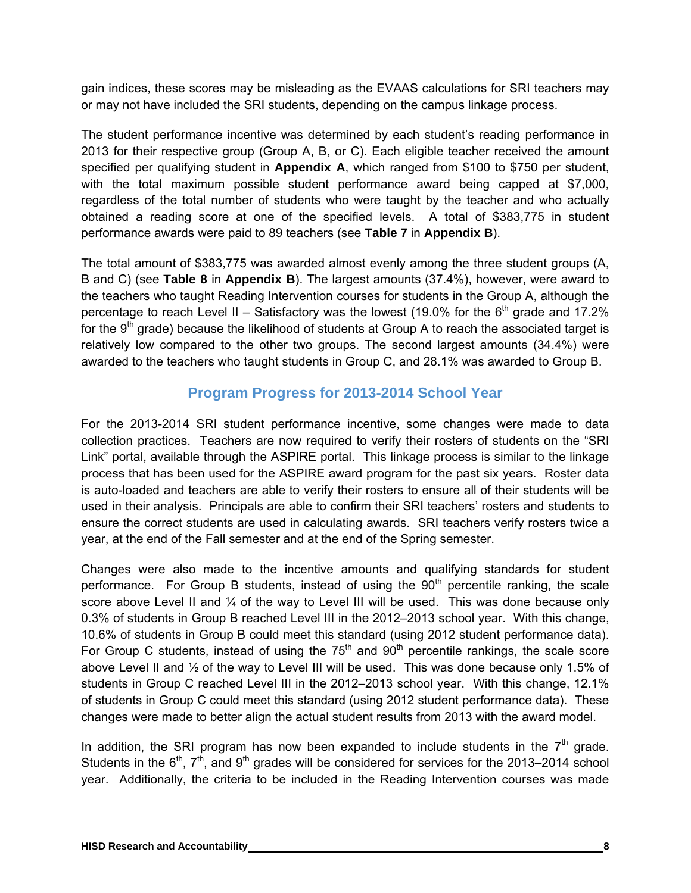gain indices, these scores may be misleading as the EVAAS calculations for SRI teachers may or may not have included the SRI students, depending on the campus linkage process.

The student performance incentive was determined by each student's reading performance in 2013 for their respective group (Group A, B, or C). Each eligible teacher received the amount specified per qualifying student in **Appendix A**, which ranged from $100 to $750 per student, with the total maximum possible student performance award being capped at $7,000, regardless of the total number of students who were taught by the teacher and who actually obtained a reading score at one of the specified levels. A total of $383,775 in student performance awards were paid to 89 teachers (see **Table 7** in **Appendix B**).

The total amount of $383,775 was awarded almost evenly among the three student groups (A, B and C) (see **Table 8** in **Appendix B**). The largest amounts (37.4%), however, were award to the teachers who taught Reading Intervention courses for students in the Group A, although the percentage to reach Level II – Satisfactory was the lowest (19.0% for the 6th grade and 17.2% for the 9th grade) because the likelihood of students at Group A to reach the associated target is relatively low compared to the other two groups. The second largest amounts (34.4%) were awarded to the teachers who taught students in Group C, and 28.1% was awarded to Group B.

## Program Progress for 2013-2014 School Year

For the 2013-2014 SRI student performance incentive, some changes were made to data collection practices. Teachers are now required to verify their rosters of students on the "SRI Link" portal, available through the ASPIRE portal. This linkage process is similar to the linkage process that has been used for the ASPIRE award program for the past six years. Roster data is auto-loaded and teachers are able to verify their rosters to ensure all of their students will be used in their analysis. Principals are able to confirm their SRI teachers' rosters and students to ensure the correct students are used in calculating awards. SRI teachers verify rosters twice a year, at the end of the Fall semester and at the end of the Spring semester.

Changes were also made to the incentive amounts and qualifying standards for student performance. For Group B students, instead of using the 90th percentile ranking, the scale score above Level II and ¼ of the way to Level III will be used. This was done because only 0.3% of students in Group B reached Level III in the 2012–2013 school year. With this change, 10.6% of students in Group B could meet this standard (using 2012 student performance data). For Group C students, instead of using the 75th and 90th percentile rankings, the scale score above Level II and ½ of the way to Level III will be used. This was done because only 1.5% of students in Group C reached Level III in the 2012–2013 school year. With this change, 12.1% of students in Group C could meet this standard (using 2012 student performance data). These changes were made to better align the actual student results from 2013 with the award model.

In addition, the SRI program has now been expanded to include students in the 7th grade. Students in the 6th, 7th, and 9th grades will be considered for services for the 2013–2014 school year. Additionally, the criteria to be included in the Reading Intervention courses was made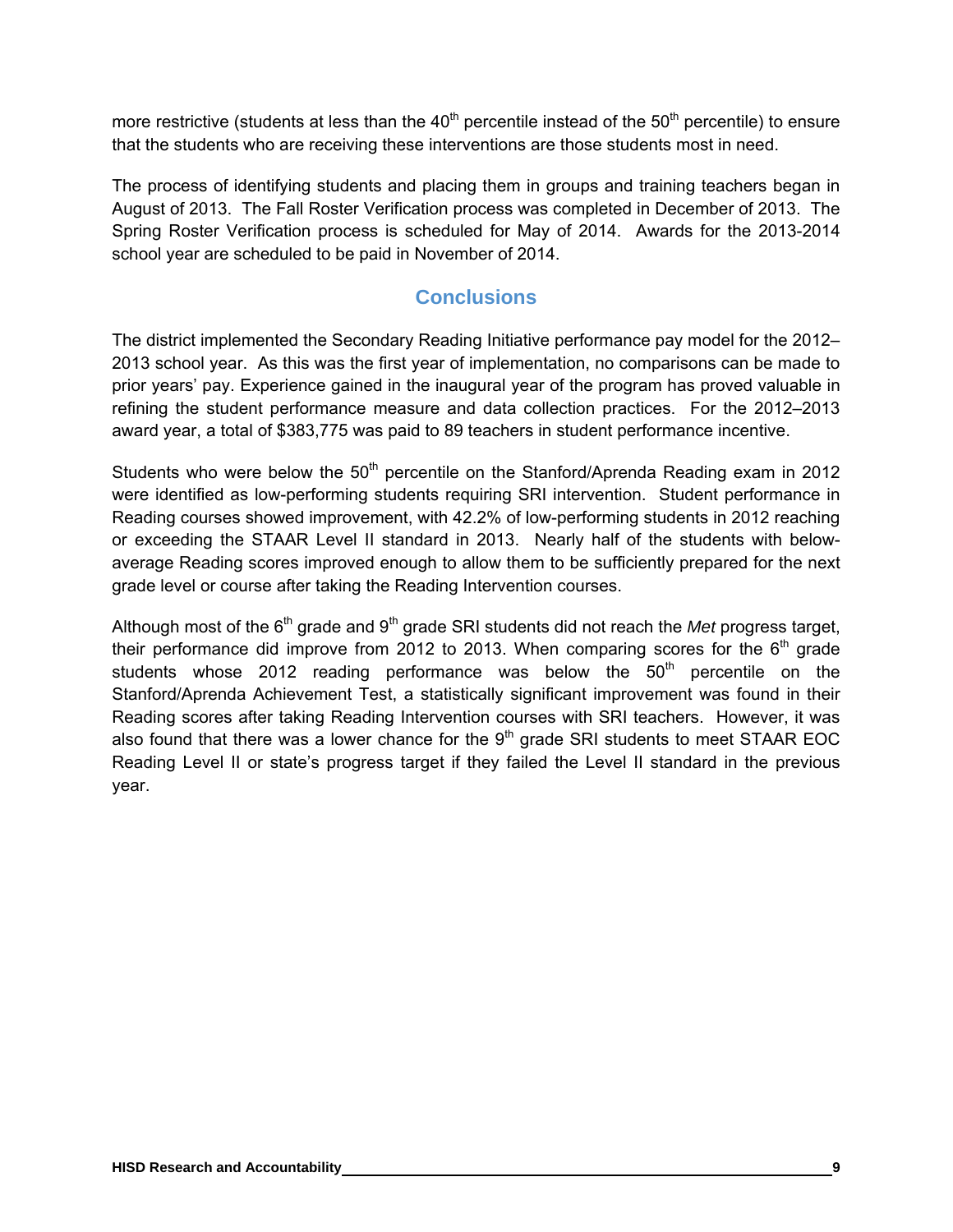more restrictive (students at less than the 40th percentile instead of the 50th percentile) to ensure that the students who are receiving these interventions are those students most in need.

The process of identifying students and placing them in groups and training teachers began in August of 2013. The Fall Roster Verification process was completed in December of 2013. The Spring Roster Verification process is scheduled for May of 2014. Awards for the 2013-2014 school year are scheduled to be paid in November of 2014.

## Conclusions

The district implemented the Secondary Reading Initiative performance pay model for the 2012–2013 school year. As this was the first year of implementation, no comparisons can be made to prior years' pay. Experience gained in the inaugural year of the program has proved valuable in refining the student performance measure and data collection practices. For the 2012–2013 award year, a total of $383,775 was paid to 89 teachers in student performance incentive.

Students who were below the 50th percentile on the Stanford/Aprenda Reading exam in 2012 were identified as low-performing students requiring SRI intervention. Student performance in Reading courses showed improvement, with 42.2% of low-performing students in 2012 reaching or exceeding the STAAR Level II standard in 2013. Nearly half of the students with below-average Reading scores improved enough to allow them to be sufficiently prepared for the next grade level or course after taking the Reading Intervention courses.

Although most of the 6th grade and 9th grade SRI students did not reach the *Met* progress target, their performance did improve from 2012 to 2013. When comparing scores for the 6th grade students whose 2012 reading performance was below the 50th percentile on the Stanford/Aprenda Achievement Test, a statistically significant improvement was found in their Reading scores after taking Reading Intervention courses with SRI teachers. However, it was also found that there was a lower chance for the 9th grade SRI students to meet STAAR EOC Reading Level II or state's progress target if they failed the Level II standard in the previous year.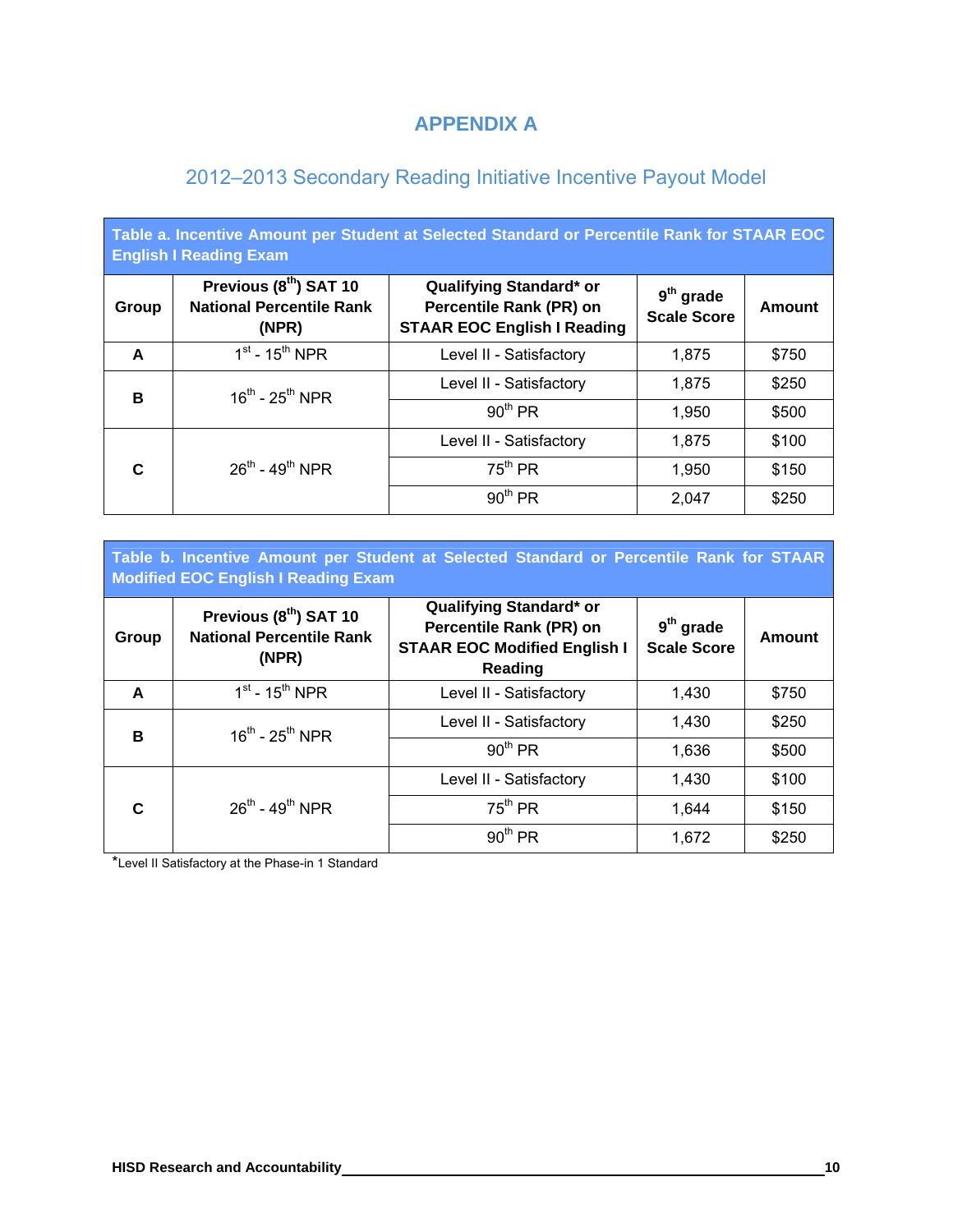# APPENDIX A

## 2012–2013 Secondary Reading Initiative Incentive Payout Model

**Table a. Incentive Amount per Student at Selected Standard or Percentile Rank for STAAR EOC English I Reading Exam**

| Group | Previous (8th) SAT 10 National Percentile Rank (NPR) | Qualifying Standard* or Percentile Rank (PR) on STAAR EOC English I Reading | 9th grade Scale Score | Amount |
|---|---|---|---|---|
| A | 1st - 15th NPR | Level II - Satisfactory | 1,875 | $750 |
| B | 16th - 25th NPR | Level II - Satisfactory | 1,875 | $250 |
| | | 90th PR | 1,950 | $500 |
| C | 26th - 49th NPR | Level II - Satisfactory | 1,875 | $100 |
| | | 75th PR | 1,950 | $150 |
| | | 90th PR | 2,047 | $250 |

**Table b. Incentive Amount per Student at Selected Standard or Percentile Rank for STAAR Modified EOC English I Reading Exam**

| Group | Previous (8th) SAT 10 National Percentile Rank (NPR) | Qualifying Standard* or Percentile Rank (PR) on STAAR EOC Modified English I Reading | 9th grade Scale Score | Amount |
|---|---|---|---|---|
| A | 1st - 15th NPR | Level II - Satisfactory | 1,430 | $750 |
| B | 16th - 25th NPR | Level II - Satisfactory | 1,430 | $250 |
| | | 90th PR | 1,636 | $500 |
| C | 26th - 49th NPR | Level II - Satisfactory | 1,430 | $100 |
| | | 75th PR | 1,644 | $150 |
| | | 90th PR | 1,672 | $250 |

*Level II Satisfactory at the Phase-in 1 Standard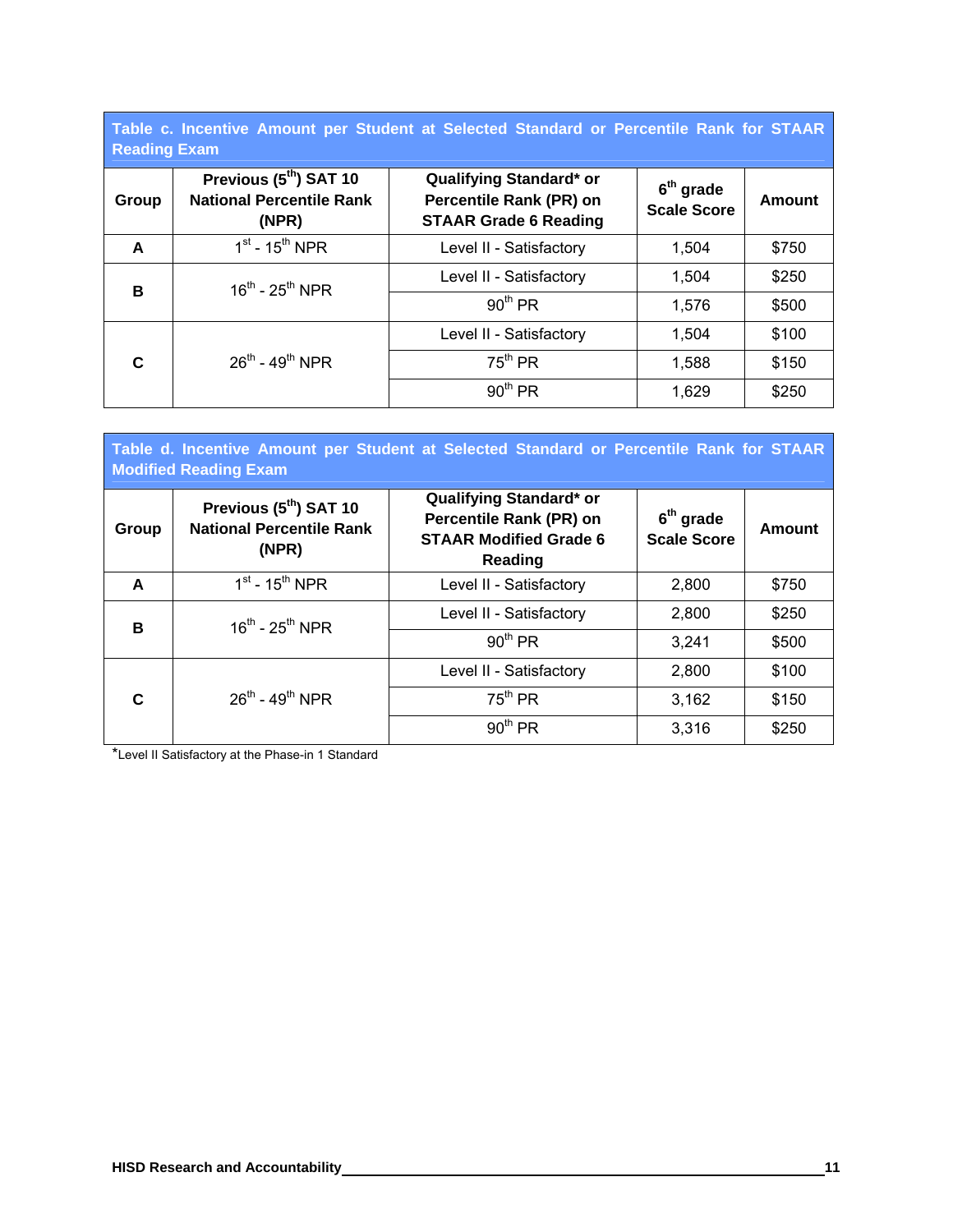**Table c. Incentive Amount per Student at Selected Standard or Percentile Rank for STAAR Reading Exam**

| Group | Previous (5th) SAT 10 National Percentile Rank (NPR) | Qualifying Standard* or Percentile Rank (PR) on STAAR Grade 6 Reading | 6th grade Scale Score | Amount |
|---|---|---|---|---|
| A | 1st - 15th NPR | Level II - Satisfactory | 1,504 | $750 |
| B | 16th - 25th NPR | Level II - Satisfactory | 1,504 | $250 |
| | | 90th PR | 1,576 | $500 |
| C | 26th - 49th NPR | Level II - Satisfactory | 1,504 | $100 |
| | | 75th PR | 1,588 | $150 |
| | | 90th PR | 1,629 | $250 |

**Table d. Incentive Amount per Student at Selected Standard or Percentile Rank for STAAR Modified Reading Exam**

| Group | Previous (5th) SAT 10 National Percentile Rank (NPR) | Qualifying Standard* or Percentile Rank (PR) on STAAR Modified Grade 6 Reading | 6th grade Scale Score | Amount |
|---|---|---|---|---|
| A | 1st - 15th NPR | Level II - Satisfactory | 2,800 | $750 |
| B | 16th - 25th NPR | Level II - Satisfactory | 2,800 | $250 |
| | | 90th PR | 3,241 | $500 |
| C | 26th - 49th NPR | Level II - Satisfactory | 2,800 | $100 |
| | | 75th PR | 3,162 | $150 |
| | | 90th PR | 3,316 | $250 |

*Level II Satisfactory at the Phase-in 1 Standard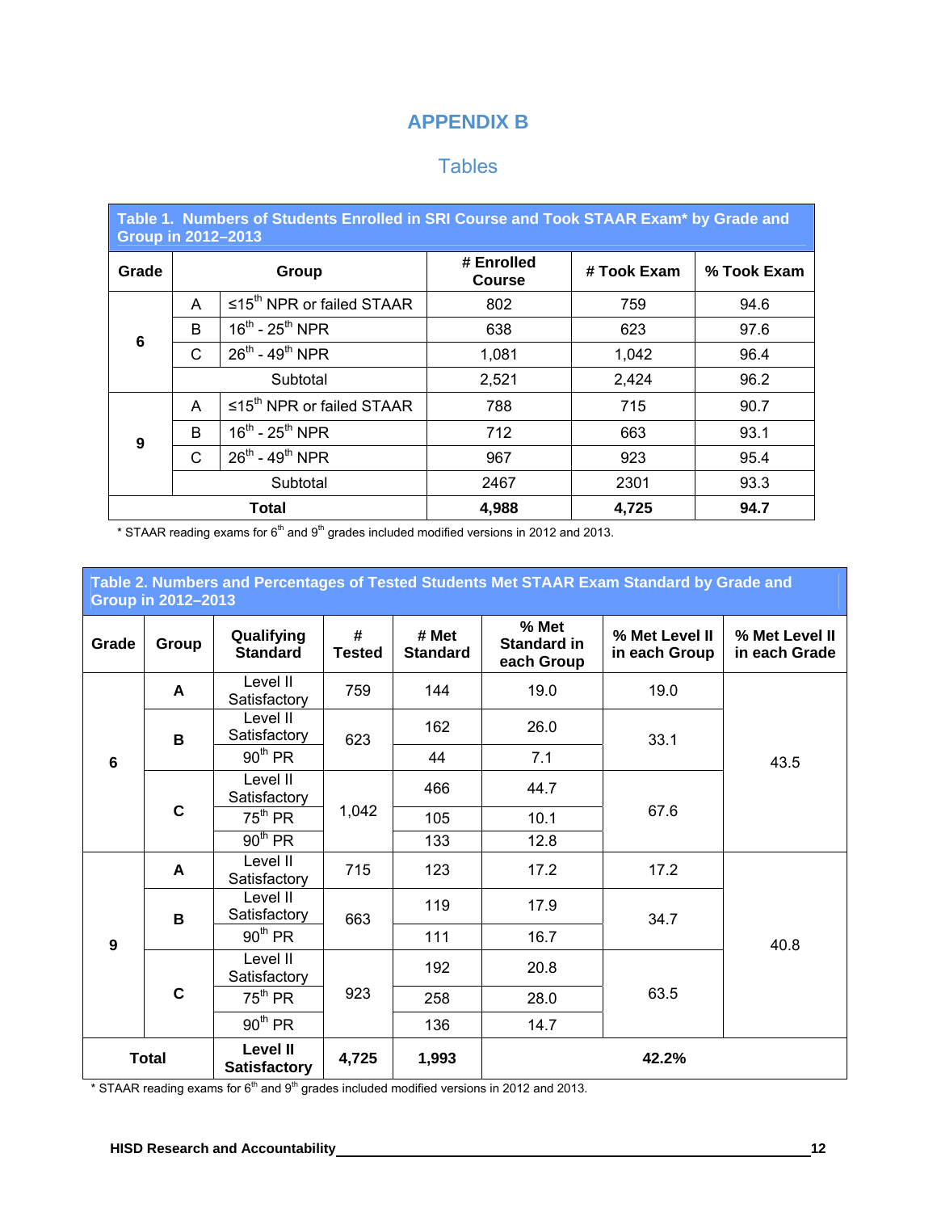# APPENDIX B

## Tables

**Table 1. Numbers of Students Enrolled in SRI Course and Took STAAR Exam* by Grade and Group in 2012–2013**

| Grade | Group | | # Enrolled Course | # Took Exam | % Took Exam |
|---|---|---|---|---|---|
| 6 | A | ≤15th NPR or failed STAAR | 802 | 759 | 94.6 |
| | B | 16th - 25th NPR | 638 | 623 | 97.6 |
| | C | 26th - 49th NPR | 1,081 | 1,042 | 96.4 |
| | Subtotal | | 2,521 | 2,424 | 96.2 |
| 9 | A | ≤15th NPR or failed STAAR | 788 | 715 | 90.7 |
| | B | 16th - 25th NPR | 712 | 663 | 93.1 |
| | C | 26th - 49th NPR | 967 | 923 | 95.4 |
| | Subtotal | | 2467 | 2301 | 93.3 |
| **Total** | | | **4,988** | **4,725** | **94.7** |

* STAAR reading exams for 6th and 9th grades included modified versions in 2012 and 2013.

**Table 2. Numbers and Percentages of Tested Students Met STAAR Exam Standard by Grade and Group in 2012–2013**

| Grade | Group | Qualifying Standard | # Tested | # Met Standard | % Met Standard in each Group | % Met Level II in each Group | % Met Level II in each Grade |
|---|---|---|---|---|---|---|---|
| 6 | **A** | Level II Satisfactory | 759 | 144 | 19.0 | 19.0 | 43.5 |
| | **B** | Level II Satisfactory | 623 | 162 | 26.0 | 33.1 | |
| | | 90th PR | | 44 | 7.1 | | |
| | **C** | Level II Satisfactory | 1,042 | 466 | 44.7 | 67.6 | |
| | | 75th PR | | 105 | 10.1 | | |
| | | 90th PR | | 133 | 12.8 | | |
| 9 | **A** | Level II Satisfactory | 715 | 123 | 17.2 | 17.2 | 40.8 |
| | **B** | Level II Satisfactory | 663 | 119 | 17.9 | 34.7 | |
| | | 90th PR | | 111 | 16.7 | | |
| | **C** | Level II Satisfactory | 923 | 192 | 20.8 | 63.5 | |
| | | 75th PR | | 258 | 28.0 | | |
| | | 90th PR | | 136 | 14.7 | | |
| **Total** | | **Level II Satisfactory** | **4,725** | **1,993** | **42.2%** | | |

* STAAR reading exams for 6th and 9th grades included modified versions in 2012 and 2013.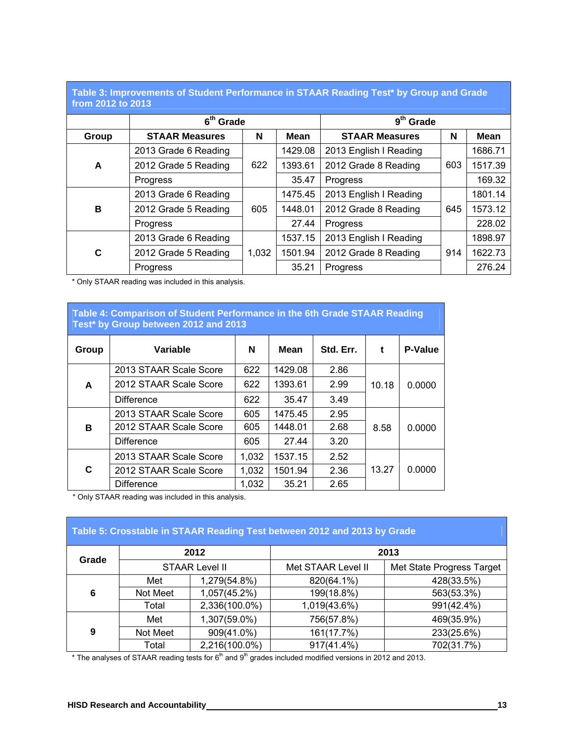**Table 3: Improvements of Student Performance in STAAR Reading Test\* by Group and Grade from 2012 to 2013**

| | 6th Grade | | | 9th Grade | | |
|---|---|---|---|---|---|---|
| Group | STAAR Measures | N | Mean | STAAR Measures | N | Mean |
| A | 2013 Grade 6 Reading | 622 | 1429.08 | 2013 English I Reading | 603 | 1686.71 |
| | 2012 Grade 5 Reading | | 1393.61 | 2012 Grade 8 Reading | | 1517.39 |
| | Progress | | 35.47 | Progress | | 169.32 |
| B | 2013 Grade 6 Reading | 605 | 1475.45 | 2013 English I Reading | 645 | 1801.14 |
| | 2012 Grade 5 Reading | | 1448.01 | 2012 Grade 8 Reading | | 1573.12 |
| | Progress | | 27.44 | Progress | | 228.02 |
| C | 2013 Grade 6 Reading | 1,032 | 1537.15 | 2013 English I Reading | 914 | 1898.97 |
| | 2012 Grade 5 Reading | | 1501.94 | 2012 Grade 8 Reading | | 1622.73 |
| | Progress | | 35.21 | Progress | | 276.24 |

\* Only STAAR reading was included in this analysis.

**Table 4: Comparison of Student Performance in the 6th Grade STAAR Reading Test\* by Group between 2012 and 2013**

| Group | Variable | N | Mean | Std. Err. | t | P-Value |
|---|---|---|---|---|---|---|
| A | 2013 STAAR Scale Score | 622 | 1429.08 | 2.86 | 10.18 | 0.0000 |
| | 2012 STAAR Scale Score | 622 | 1393.61 | 2.99 | | |
| | Difference | 622 | 35.47 | 3.49 | | |
| B | 2013 STAAR Scale Score | 605 | 1475.45 | 2.95 | 8.58 | 0.0000 |
| | 2012 STAAR Scale Score | 605 | 1448.01 | 2.68 | | |
| | Difference | 605 | 27.44 | 3.20 | | |
| C | 2013 STAAR Scale Score | 1,032 | 1537.15 | 2.52 | 13.27 | 0.0000 |
| | 2012 STAAR Scale Score | 1,032 | 1501.94 | 2.36 | | |
| | Difference | 1,032 | 35.21 | 2.65 | | |

\* Only STAAR reading was included in this analysis.

**Table 5: Crosstable in STAAR Reading Test between 2012 and 2013 by Grade**

| Grade | 2012 | | 2013 | |
|---|---|---|---|---|
| | STAAR Level II | | Met STAAR Level II | Met State Progress Target |
| 6 | Met | 1,279(54.8%) | 820(64.1%) | 428(33.5%) |
| | Not Meet | 1,057(45.2%) | 199(18.8%) | 563(53.3%) |
| | Total | 2,336(100.0%) | 1,019(43.6%) | 991(42.4%) |
| 9 | Met | 1,307(59.0%) | 756(57.8%) | 469(35.9%) |
| | Not Meet | 909(41.0%) | 161(17.7%) | 233(25.6%) |
| | Total | 2,216(100.0%) | 917(41.4%) | 702(31.7%) |

\* The analyses of STAAR reading tests for 6th and 9th grades included modified versions in 2012 and 2013.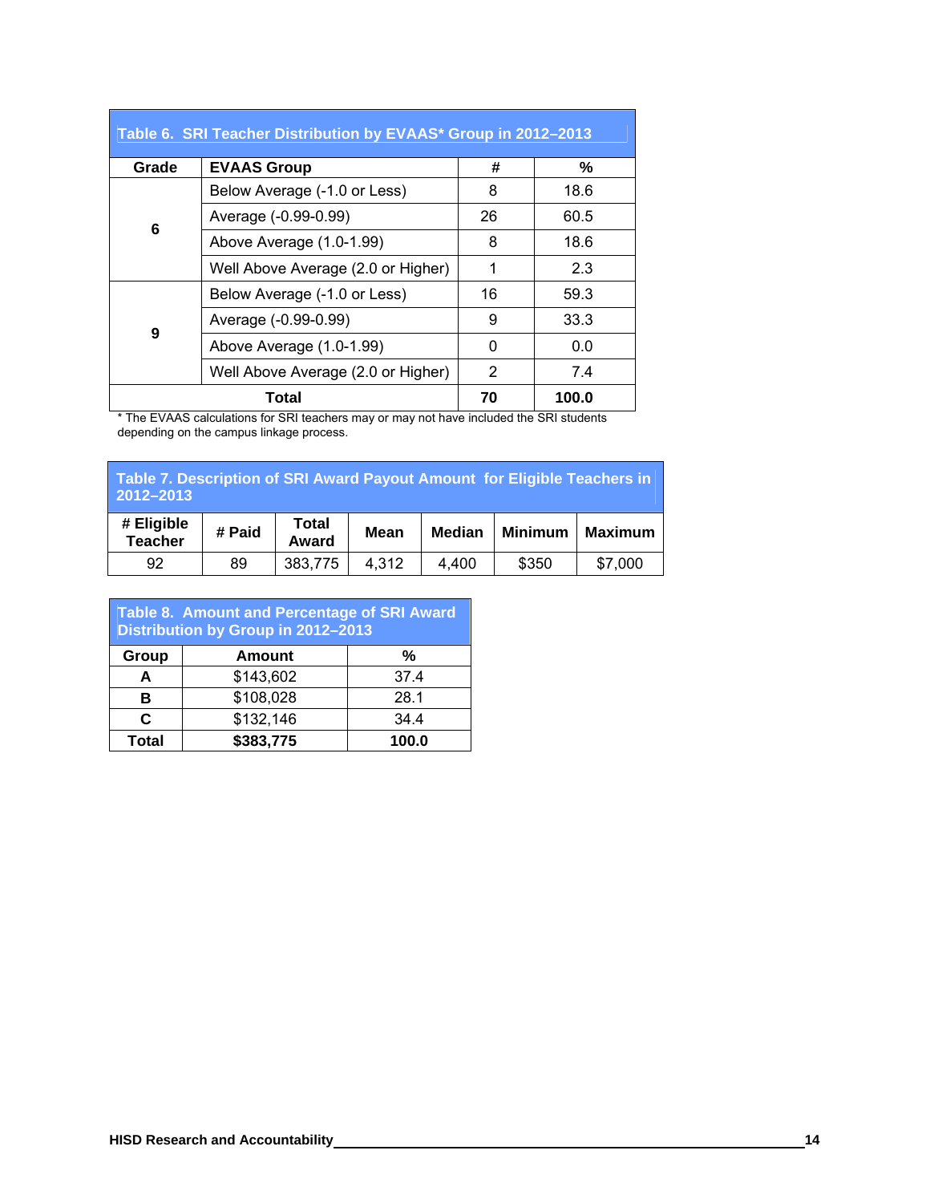| Table 6. SRI Teacher Distribution by EVAAS* Group in 2012–2013 | | | |
|---|---|---|---|
| **Grade** | **EVAAS Group** | **#** | **%** |
| **6** | Below Average (-1.0 or Less) | 8 | 18.6 |
| | Average (-0.99-0.99) | 26 | 60.5 |
| | Above Average (1.0-1.99) | 8 | 18.6 |
| | Well Above Average (2.0 or Higher) | 1 | 2.3 |
| **9** | Below Average (-1.0 or Less) | 16 | 59.3 |
| | Average (-0.99-0.99) | 9 | 33.3 |
| | Above Average (1.0-1.99) | 0 | 0.0 |
| | Well Above Average (2.0 or Higher) | 2 | 7.4 |
| **Total** | | **70** | **100.0** |

\* The EVAAS calculations for SRI teachers may or may not have included the SRI students depending on the campus linkage process.

| Table 7. Description of SRI Award Payout Amount for Eligible Teachers in 2012–2013 | | | | | | |
|---|---|---|---|---|---|---|
| **# Eligible Teacher** | **# Paid** | **Total Award** | **Mean** | **Median** | **Minimum** | **Maximum** |
| 92 | 89 | 383,775 | 4,312 | 4,400 | $350 | $7,000 |

| Table 8. Amount and Percentage of SRI Award Distribution by Group in 2012–2013 | | |
|---|---|---|
| **Group** | **Amount** | **%** |
| **A** | $143,602 | 37.4 |
| **B** | $108,028 | 28.1 |
| **C** | $132,146 | 34.4 |
| **Total** | **$383,775** | **100.0** |